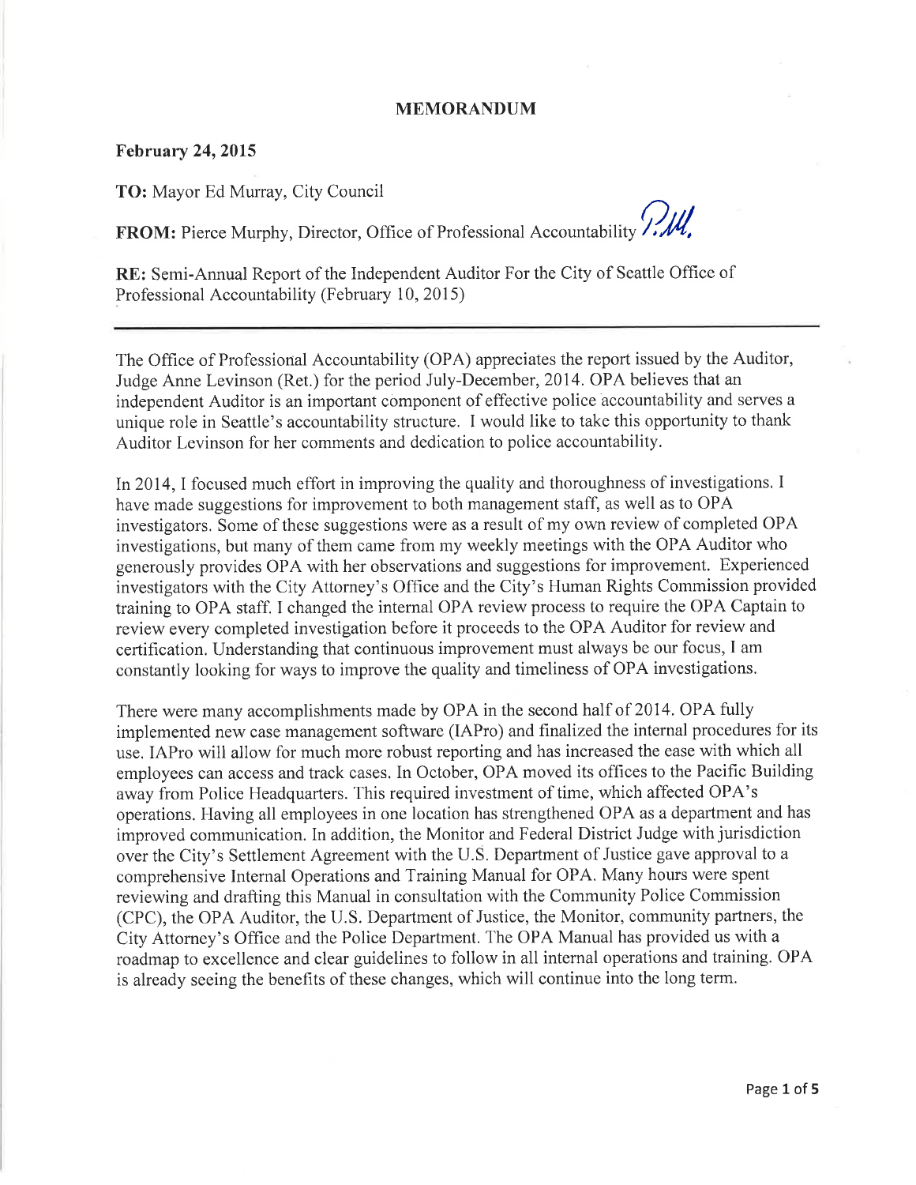# MEMORANDUM

**February 24, 2015**

**TO:** Mayor Ed Murray, City Council

**FROM:** Pierce Murphy, Director, Office of Professional Accountability

**RE:** Semi-Annual Report of the Independent Auditor For the City of Seattle Office of Professional Accountability (February 10, 2015)

---

The Office of Professional Accountability (OPA) appreciates the report issued by the Auditor, Judge Anne Levinson (Ret.) for the period July-December, 2014. OPA believes that an independent Auditor is an important component of effective police accountability and serves a unique role in Seattle's accountability structure. I would like to take this opportunity to thank Auditor Levinson for her comments and dedication to police accountability.

In 2014, I focused much effort in improving the quality and thoroughness of investigations. I have made suggestions for improvement to both management staff, as well as to OPA investigators. Some of these suggestions were as a result of my own review of completed OPA investigations, but many of them came from my weekly meetings with the OPA Auditor who generously provides OPA with her observations and suggestions for improvement. Experienced investigators with the City Attorney's Office and the City's Human Rights Commission provided training to OPA staff. I changed the internal OPA review process to require the OPA Captain to review every completed investigation before it proceeds to the OPA Auditor for review and certification. Understanding that continuous improvement must always be our focus, I am constantly looking for ways to improve the quality and timeliness of OPA investigations.

There were many accomplishments made by OPA in the second half of 2014. OPA fully implemented new case management software (IAPro) and finalized the internal procedures for its use. IAPro will allow for much more robust reporting and has increased the ease with which all employees can access and track cases. In October, OPA moved its offices to the Pacific Building away from Police Headquarters. This required investment of time, which affected OPA's operations. Having all employees in one location has strengthened OPA as a department and has improved communication. In addition, the Monitor and Federal District Judge with jurisdiction over the City's Settlement Agreement with the U.S. Department of Justice gave approval to a comprehensive Internal Operations and Training Manual for OPA. Many hours were spent reviewing and drafting this Manual in consultation with the Community Police Commission (CPC), the OPA Auditor, the U.S. Department of Justice, the Monitor, community partners, the City Attorney's Office and the Police Department. The OPA Manual has provided us with a roadmap to excellence and clear guidelines to follow in all internal operations and training. OPA is already seeing the benefits of these changes, which will continue into the long term.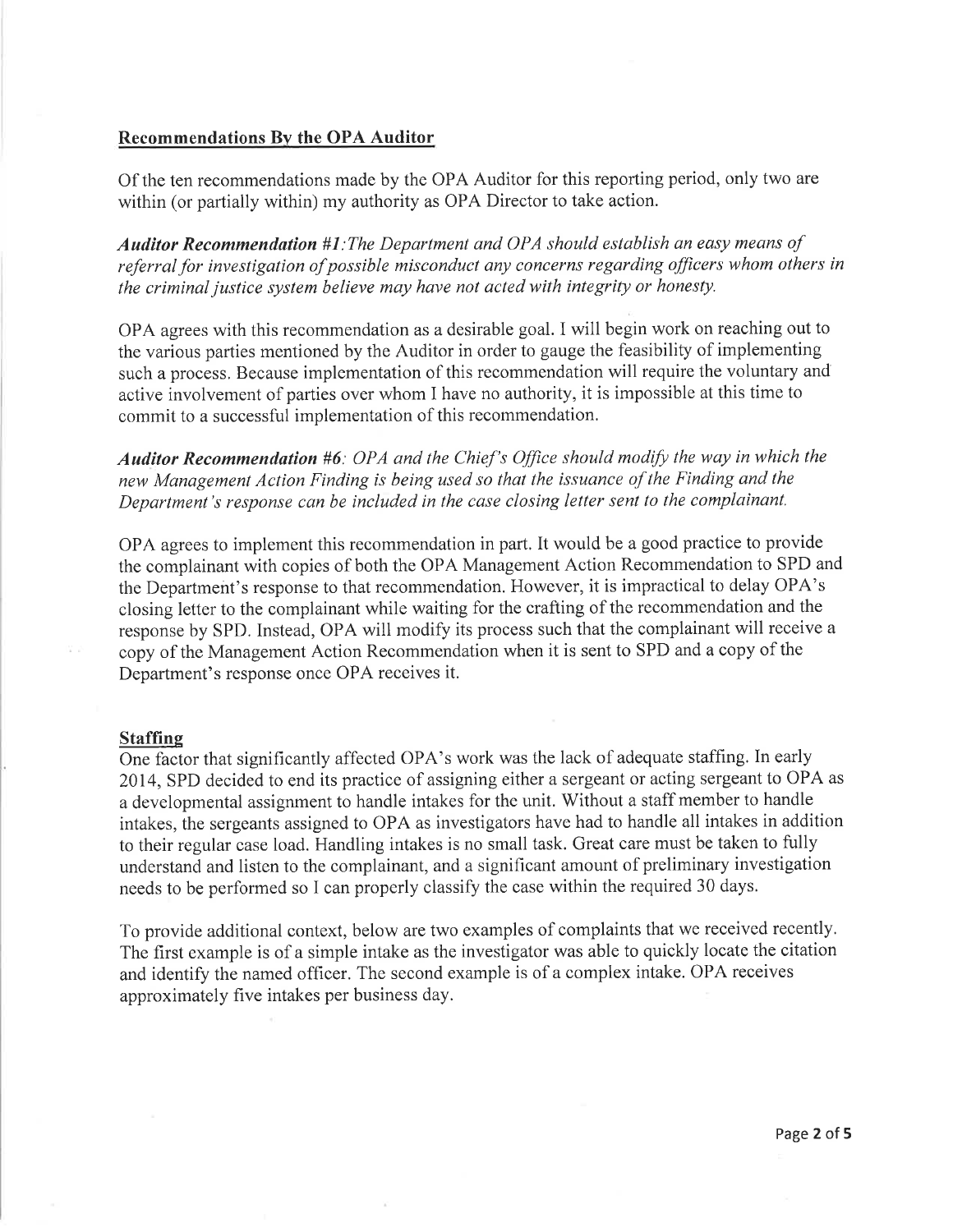## Recommendations By the OPA Auditor

Of the ten recommendations made by the OPA Auditor for this reporting period, only two are within (or partially within) my authority as OPA Director to take action.

***Auditor Recommendation #1****: The Department and OPA should establish an easy means of referral for investigation of possible misconduct any concerns regarding officers whom others in the criminal justice system believe may have not acted with integrity or honesty.*

OPA agrees with this recommendation as a desirable goal. I will begin work on reaching out to the various parties mentioned by the Auditor in order to gauge the feasibility of implementing such a process. Because implementation of this recommendation will require the voluntary and active involvement of parties over whom I have no authority, it is impossible at this time to commit to a successful implementation of this recommendation.

***Auditor Recommendation #6****: OPA and the Chief's Office should modify the way in which the new Management Action Finding is being used so that the issuance of the Finding and the Department's response can be included in the case closing letter sent to the complainant.*

OPA agrees to implement this recommendation in part. It would be a good practice to provide the complainant with copies of both the OPA Management Action Recommendation to SPD and the Department's response to that recommendation. However, it is impractical to delay OPA's closing letter to the complainant while waiting for the crafting of the recommendation and the response by SPD. Instead, OPA will modify its process such that the complainant will receive a copy of the Management Action Recommendation when it is sent to SPD and a copy of the Department's response once OPA receives it.

## Staffing

One factor that significantly affected OPA's work was the lack of adequate staffing. In early 2014, SPD decided to end its practice of assigning either a sergeant or acting sergeant to OPA as a developmental assignment to handle intakes for the unit. Without a staff member to handle intakes, the sergeants assigned to OPA as investigators have had to handle all intakes in addition to their regular case load. Handling intakes is no small task. Great care must be taken to fully understand and listen to the complainant, and a significant amount of preliminary investigation needs to be performed so I can properly classify the case within the required 30 days.

To provide additional context, below are two examples of complaints that we received recently. The first example is of a simple intake as the investigator was able to quickly locate the citation and identify the named officer. The second example is of a complex intake. OPA receives approximately five intakes per business day.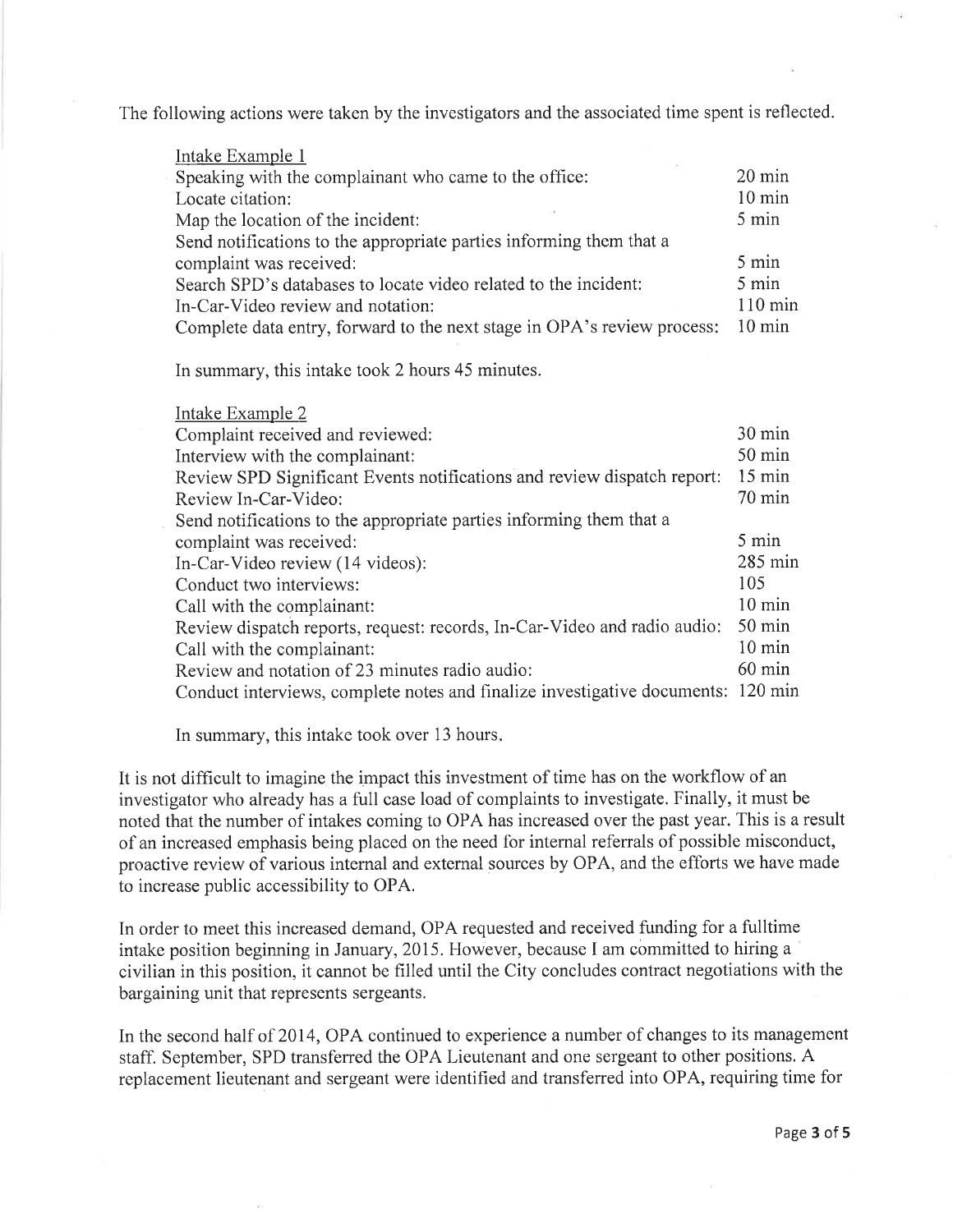The following actions were taken by the investigators and the associated time spent is reflected.

Intake Example 1

| | |
|---|---|
| Speaking with the complainant who came to the office: | 20 min |
| Locate citation: | 10 min |
| Map the location of the incident: | 5 min |
| Send notifications to the appropriate parties informing them that a complaint was received: | 5 min |
| Search SPD's databases to locate video related to the incident: | 5 min |
| In-Car-Video review and notation: | 110 min |
| Complete data entry, forward to the next stage in OPA's review process: | 10 min |

In summary, this intake took 2 hours 45 minutes.

Intake Example 2

| | |
|---|---|
| Complaint received and reviewed: | 30 min |
| Interview with the complainant: | 50 min |
| Review SPD Significant Events notifications and review dispatch report: | 15 min |
| Review In-Car-Video: | 70 min |
| Send notifications to the appropriate parties informing them that a complaint was received: | 5 min |
| In-Car-Video review (14 videos): | 285 min |
| Conduct two interviews: | 105 |
| Call with the complainant: | 10 min |
| Review dispatch reports, request: records, In-Car-Video and radio audio: | 50 min |
| Call with the complainant: | 10 min |
| Review and notation of 23 minutes radio audio: | 60 min |
| Conduct interviews, complete notes and finalize investigative documents: | 120 min |

In summary, this intake took over 13 hours.

It is not difficult to imagine the impact this investment of time has on the workflow of an investigator who already has a full case load of complaints to investigate. Finally, it must be noted that the number of intakes coming to OPA has increased over the past year. This is a result of an increased emphasis being placed on the need for internal referrals of possible misconduct, proactive review of various internal and external sources by OPA, and the efforts we have made to increase public accessibility to OPA.

In order to meet this increased demand, OPA requested and received funding for a fulltime intake position beginning in January, 2015. However, because I am committed to hiring a civilian in this position, it cannot be filled until the City concludes contract negotiations with the bargaining unit that represents sergeants.

In the second half of 2014, OPA continued to experience a number of changes to its management staff. September, SPD transferred the OPA Lieutenant and one sergeant to other positions. A replacement lieutenant and sergeant were identified and transferred into OPA, requiring time for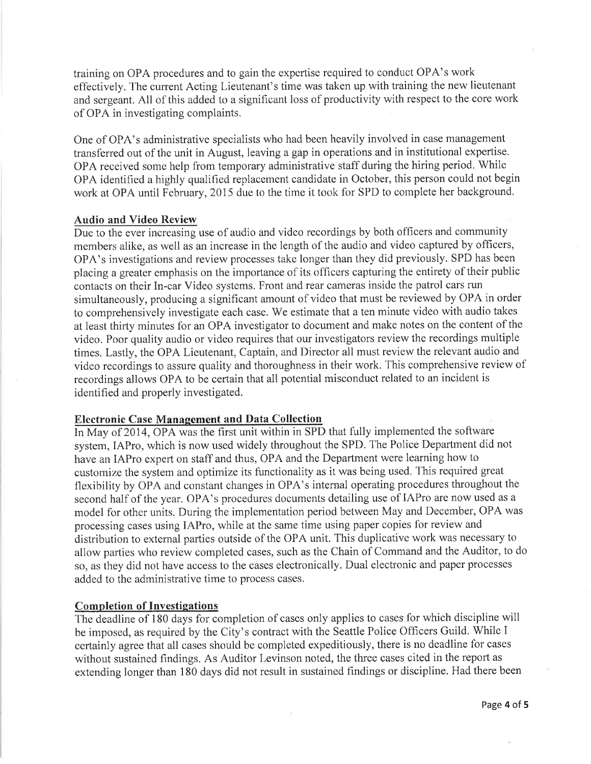training on OPA procedures and to gain the expertise required to conduct OPA's work effectively. The current Acting Lieutenant's time was taken up with training the new lieutenant and sergeant. All of this added to a significant loss of productivity with respect to the core work of OPA in investigating complaints.

One of OPA's administrative specialists who had been heavily involved in case management transferred out of the unit in August, leaving a gap in operations and in institutional expertise. OPA received some help from temporary administrative staff during the hiring period. While OPA identified a highly qualified replacement candidate in October, this person could not begin work at OPA until February, 2015 due to the time it took for SPD to complete her background.

**Audio and Video Review**

Due to the ever increasing use of audio and video recordings by both officers and community members alike, as well as an increase in the length of the audio and video captured by officers, OPA's investigations and review processes take longer than they did previously. SPD has been placing a greater emphasis on the importance of its officers capturing the entirety of their public contacts on their In-car Video systems. Front and rear cameras inside the patrol cars run simultaneously, producing a significant amount of video that must be reviewed by OPA in order to comprehensively investigate each case. We estimate that a ten minute video with audio takes at least thirty minutes for an OPA investigator to document and make notes on the content of the video. Poor quality audio or video requires that our investigators review the recordings multiple times. Lastly, the OPA Lieutenant, Captain, and Director all must review the relevant audio and video recordings to assure quality and thoroughness in their work. This comprehensive review of recordings allows OPA to be certain that all potential misconduct related to an incident is identified and properly investigated.

**Electronic Case Management and Data Collection**

In May of 2014, OPA was the first unit within in SPD that fully implemented the software system, IAPro, which is now used widely throughout the SPD. The Police Department did not have an IAPro expert on staff and thus, OPA and the Department were learning how to customize the system and optimize its functionality as it was being used. This required great flexibility by OPA and constant changes in OPA's internal operating procedures throughout the second half of the year. OPA's procedures documents detailing use of IAPro are now used as a model for other units. During the implementation period between May and December, OPA was processing cases using IAPro, while at the same time using paper copies for review and distribution to external parties outside of the OPA unit. This duplicative work was necessary to allow parties who review completed cases, such as the Chain of Command and the Auditor, to do so, as they did not have access to the cases electronically. Dual electronic and paper processes added to the administrative time to process cases.

**Completion of Investigations**

The deadline of 180 days for completion of cases only applies to cases for which discipline will be imposed, as required by the City's contract with the Seattle Police Officers Guild. While I certainly agree that all cases should be completed expeditiously, there is no deadline for cases without sustained findings. As Auditor Levinson noted, the three cases cited in the report as extending longer than 180 days did not result in sustained findings or discipline. Had there been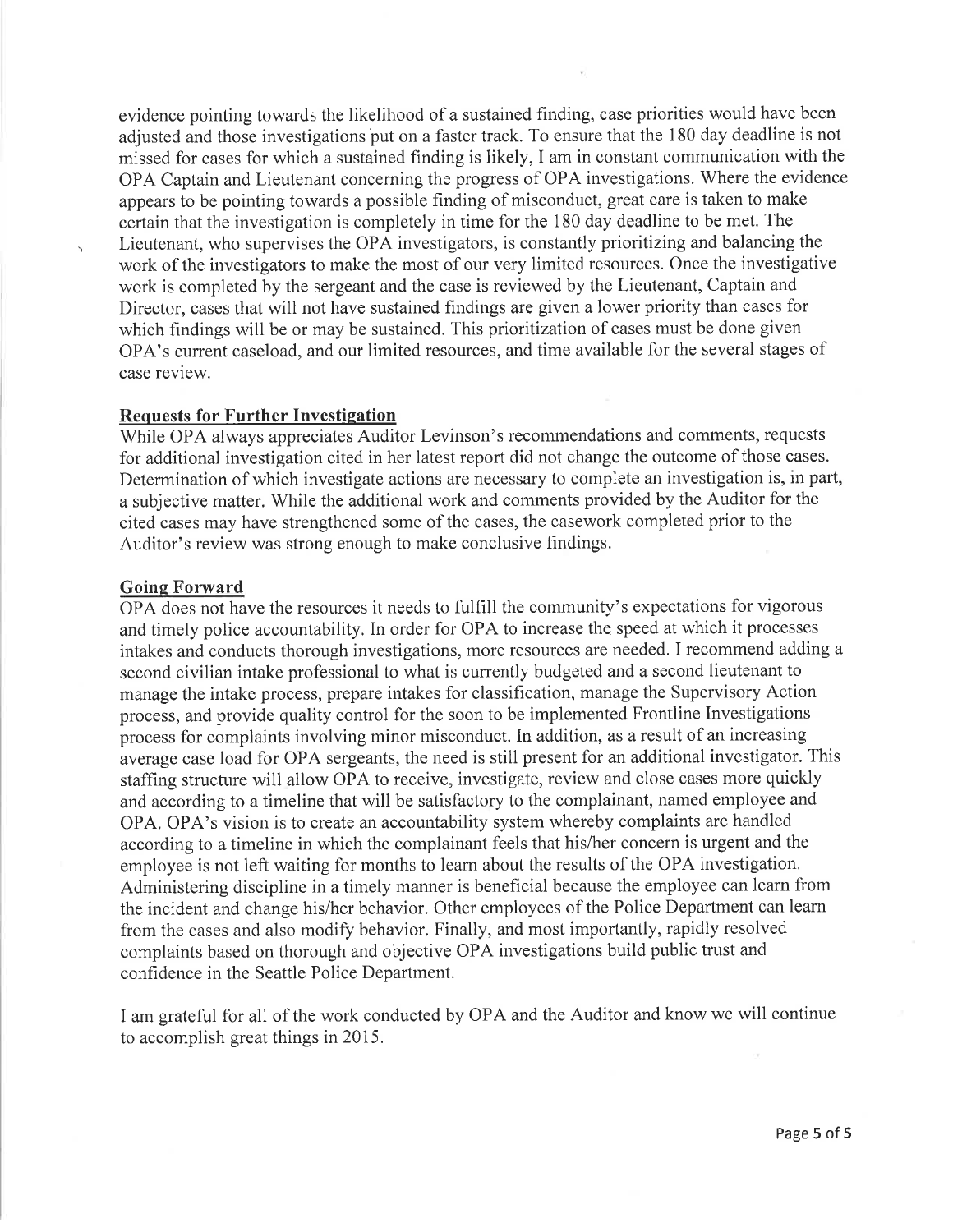evidence pointing towards the likelihood of a sustained finding, case priorities would have been adjusted and those investigations put on a faster track. To ensure that the 180 day deadline is not missed for cases for which a sustained finding is likely, I am in constant communication with the OPA Captain and Lieutenant concerning the progress of OPA investigations. Where the evidence appears to be pointing towards a possible finding of misconduct, great care is taken to make certain that the investigation is completely in time for the 180 day deadline to be met. The Lieutenant, who supervises the OPA investigators, is constantly prioritizing and balancing the work of the investigators to make the most of our very limited resources. Once the investigative work is completed by the sergeant and the case is reviewed by the Lieutenant, Captain and Director, cases that will not have sustained findings are given a lower priority than cases for which findings will be or may be sustained. This prioritization of cases must be done given OPA's current caseload, and our limited resources, and time available for the several stages of case review.

## Requests for Further Investigation

While OPA always appreciates Auditor Levinson's recommendations and comments, requests for additional investigation cited in her latest report did not change the outcome of those cases. Determination of which investigate actions are necessary to complete an investigation is, in part, a subjective matter. While the additional work and comments provided by the Auditor for the cited cases may have strengthened some of the cases, the casework completed prior to the Auditor's review was strong enough to make conclusive findings.

## Going Forward

OPA does not have the resources it needs to fulfill the community's expectations for vigorous and timely police accountability. In order for OPA to increase the speed at which it processes intakes and conducts thorough investigations, more resources are needed. I recommend adding a second civilian intake professional to what is currently budgeted and a second lieutenant to manage the intake process, prepare intakes for classification, manage the Supervisory Action process, and provide quality control for the soon to be implemented Frontline Investigations process for complaints involving minor misconduct. In addition, as a result of an increasing average case load for OPA sergeants, the need is still present for an additional investigator. This staffing structure will allow OPA to receive, investigate, review and close cases more quickly and according to a timeline that will be satisfactory to the complainant, named employee and OPA. OPA's vision is to create an accountability system whereby complaints are handled according to a timeline in which the complainant feels that his/her concern is urgent and the employee is not left waiting for months to learn about the results of the OPA investigation. Administering discipline in a timely manner is beneficial because the employee can learn from the incident and change his/her behavior. Other employees of the Police Department can learn from the cases and also modify behavior. Finally, and most importantly, rapidly resolved complaints based on thorough and objective OPA investigations build public trust and confidence in the Seattle Police Department.

I am grateful for all of the work conducted by OPA and the Auditor and know we will continue to accomplish great things in 2015.